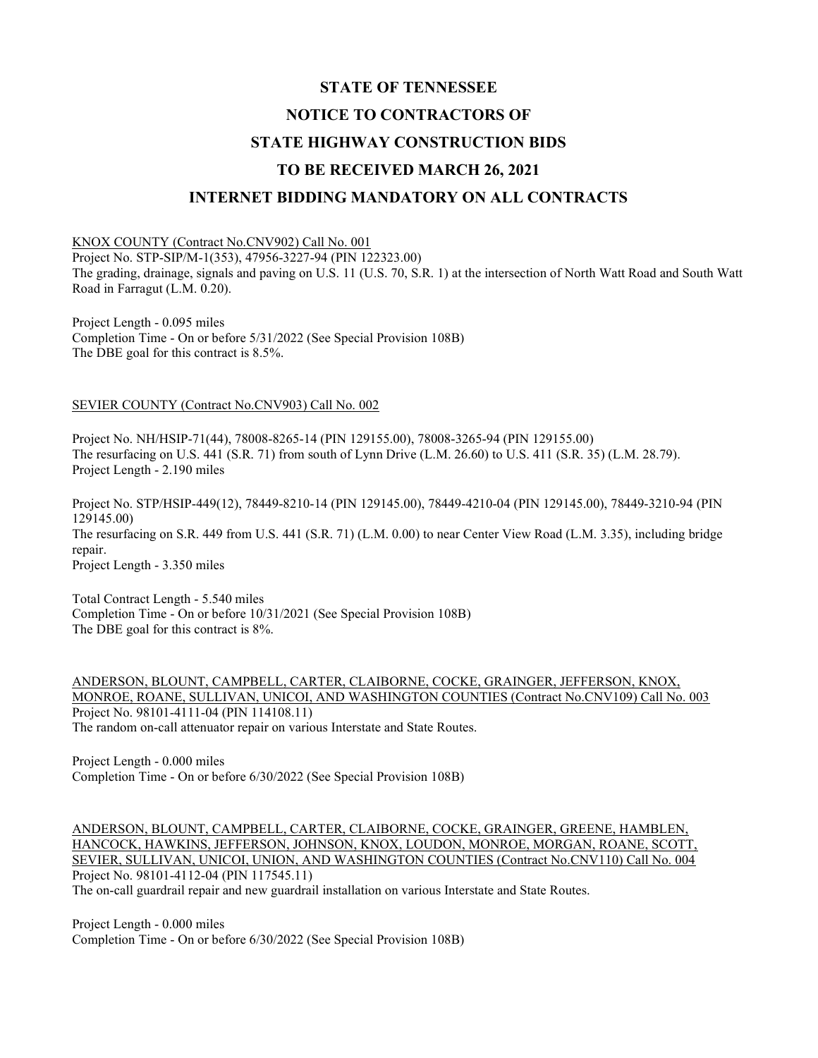# STATE OF TENNESSEE

# NOTICE TO CONTRACTORS OF

# STATE HIGHWAY CONSTRUCTION BIDS

# TO BE RECEIVED MARCH 26, 2021

# INTERNET BIDDING MANDATORY ON ALL CONTRACTS

KNOX COUNTY (Contract No.CNV902) Call No. 001
Project No. STP-SIP/M-1(353), 47956-3227-94 (PIN 122323.00)
The grading, drainage, signals and paving on U.S. 11 (U.S. 70, S.R. 1) at the intersection of North Watt Road and South Watt Road in Farragut (L.M. 0.20).

Project Length - 0.095 miles
Completion Time - On or before 5/31/2022 (See Special Provision 108B)
The DBE goal for this contract is 8.5%.

SEVIER COUNTY (Contract No.CNV903) Call No. 002

Project No. NH/HSIP-71(44), 78008-8265-14 (PIN 129155.00), 78008-3265-94 (PIN 129155.00)
The resurfacing on U.S. 441 (S.R. 71) from south of Lynn Drive (L.M. 26.60) to U.S. 411 (S.R. 35) (L.M. 28.79).
Project Length - 2.190 miles

Project No. STP/HSIP-449(12), 78449-8210-14 (PIN 129145.00), 78449-4210-04 (PIN 129145.00), 78449-3210-94 (PIN 129145.00)
The resurfacing on S.R. 449 from U.S. 441 (S.R. 71) (L.M. 0.00) to near Center View Road (L.M. 3.35), including bridge repair.
Project Length - 3.350 miles

Total Contract Length - 5.540 miles
Completion Time - On or before 10/31/2021 (See Special Provision 108B)
The DBE goal for this contract is 8%.

ANDERSON, BLOUNT, CAMPBELL, CARTER, CLAIBORNE, COCKE, GRAINGER, JEFFERSON, KNOX, MONROE, ROANE, SULLIVAN, UNICOI, AND WASHINGTON COUNTIES (Contract No.CNV109) Call No. 003
Project No. 98101-4111-04 (PIN 114108.11)
The random on-call attenuator repair on various Interstate and State Routes.

Project Length - 0.000 miles
Completion Time - On or before 6/30/2022 (See Special Provision 108B)

ANDERSON, BLOUNT, CAMPBELL, CARTER, CLAIBORNE, COCKE, GRAINGER, GREENE, HAMBLEN, HANCOCK, HAWKINS, JEFFERSON, JOHNSON, KNOX, LOUDON, MONROE, MORGAN, ROANE, SCOTT, SEVIER, SULLIVAN, UNICOI, UNION, AND WASHINGTON COUNTIES (Contract No.CNV110) Call No. 004
Project No. 98101-4112-04 (PIN 117545.11)
The on-call guardrail repair and new guardrail installation on various Interstate and State Routes.

Project Length - 0.000 miles
Completion Time - On or before 6/30/2022 (See Special Provision 108B)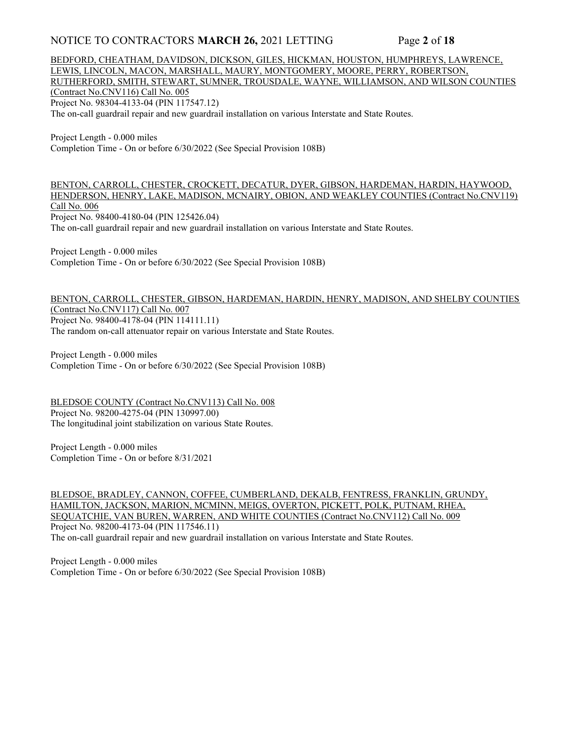BEDFORD, CHEATHAM, DAVIDSON, DICKSON, GILES, HICKMAN, HOUSTON, HUMPHREYS, LAWRENCE, LEWIS, LINCOLN, MACON, MARSHALL, MAURY, MONTGOMERY, MOORE, PERRY, ROBERTSON, RUTHERFORD, SMITH, STEWART, SUMNER, TROUSDALE, WAYNE, WILLIAMSON, AND WILSON COUNTIES (Contract No.CNV116) Call No. 005
Project No. 98304-4133-04 (PIN 117547.12)
The on-call guardrail repair and new guardrail installation on various Interstate and State Routes.

Project Length - 0.000 miles
Completion Time - On or before 6/30/2022 (See Special Provision 108B)

BENTON, CARROLL, CHESTER, CROCKETT, DECATUR, DYER, GIBSON, HARDEMAN, HARDIN, HAYWOOD, HENDERSON, HENRY, LAKE, MADISON, MCNAIRY, OBION, AND WEAKLEY COUNTIES (Contract No.CNV119) Call No. 006
Project No. 98400-4180-04 (PIN 125426.04)
The on-call guardrail repair and new guardrail installation on various Interstate and State Routes.

Project Length - 0.000 miles
Completion Time - On or before 6/30/2022 (See Special Provision 108B)

BENTON, CARROLL, CHESTER, GIBSON, HARDEMAN, HARDIN, HENRY, MADISON, AND SHELBY COUNTIES (Contract No.CNV117) Call No. 007
Project No. 98400-4178-04 (PIN 114111.11)
The random on-call attenuator repair on various Interstate and State Routes.

Project Length - 0.000 miles
Completion Time - On or before 6/30/2022 (See Special Provision 108B)

BLEDSOE COUNTY (Contract No.CNV113) Call No. 008
Project No. 98200-4275-04 (PIN 130997.00)
The longitudinal joint stabilization on various State Routes.

Project Length - 0.000 miles
Completion Time - On or before 8/31/2021

BLEDSOE, BRADLEY, CANNON, COFFEE, CUMBERLAND, DEKALB, FENTRESS, FRANKLIN, GRUNDY, HAMILTON, JACKSON, MARION, MCMINN, MEIGS, OVERTON, PICKETT, POLK, PUTNAM, RHEA, SEQUATCHIE, VAN BUREN, WARREN, AND WHITE COUNTIES (Contract No.CNV112) Call No. 009
Project No. 98200-4173-04 (PIN 117546.11)
The on-call guardrail repair and new guardrail installation on various Interstate and State Routes.

Project Length - 0.000 miles
Completion Time - On or before 6/30/2022 (See Special Provision 108B)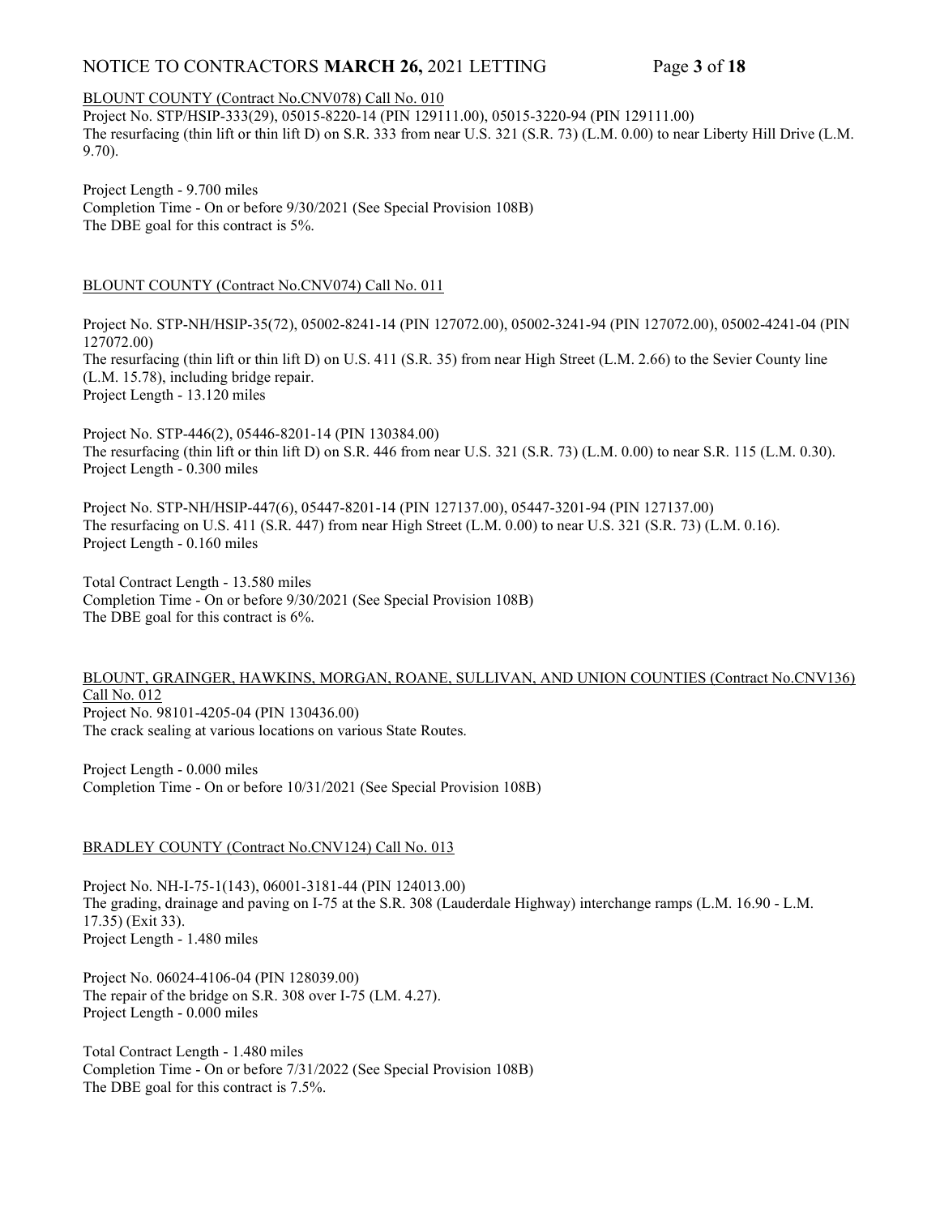BLOUNT COUNTY (Contract No.CNV078) Call No. 010

Project No. STP/HSIP-333(29), 05015-8220-14 (PIN 129111.00), 05015-3220-94 (PIN 129111.00)
The resurfacing (thin lift or thin lift D) on S.R. 333 from near U.S. 321 (S.R. 73) (L.M. 0.00) to near Liberty Hill Drive (L.M. 9.70).

Project Length - 9.700 miles
Completion Time - On or before 9/30/2021 (See Special Provision 108B)
The DBE goal for this contract is 5%.

BLOUNT COUNTY (Contract No.CNV074) Call No. 011

Project No. STP-NH/HSIP-35(72), 05002-8241-14 (PIN 127072.00), 05002-3241-94 (PIN 127072.00), 05002-4241-04 (PIN 127072.00)
The resurfacing (thin lift or thin lift D) on U.S. 411 (S.R. 35) from near High Street (L.M. 2.66) to the Sevier County line (L.M. 15.78), including bridge repair.
Project Length - 13.120 miles

Project No. STP-446(2), 05446-8201-14 (PIN 130384.00)
The resurfacing (thin lift or thin lift D) on S.R. 446 from near U.S. 321 (S.R. 73) (L.M. 0.00) to near S.R. 115 (L.M. 0.30).
Project Length - 0.300 miles

Project No. STP-NH/HSIP-447(6), 05447-8201-14 (PIN 127137.00), 05447-3201-94 (PIN 127137.00)
The resurfacing on U.S. 411 (S.R. 447) from near High Street (L.M. 0.00) to near U.S. 321 (S.R. 73) (L.M. 0.16).
Project Length - 0.160 miles

Total Contract Length - 13.580 miles
Completion Time - On or before 9/30/2021 (See Special Provision 108B)
The DBE goal for this contract is 6%.

BLOUNT, GRAINGER, HAWKINS, MORGAN, ROANE, SULLIVAN, AND UNION COUNTIES (Contract No.CNV136) Call No. 012

Project No. 98101-4205-04 (PIN 130436.00)
The crack sealing at various locations on various State Routes.

Project Length - 0.000 miles
Completion Time - On or before 10/31/2021 (See Special Provision 108B)

BRADLEY COUNTY (Contract No.CNV124) Call No. 013

Project No. NH-I-75-1(143), 06001-3181-44 (PIN 124013.00)
The grading, drainage and paving on I-75 at the S.R. 308 (Lauderdale Highway) interchange ramps (L.M. 16.90 - L.M. 17.35) (Exit 33).
Project Length - 1.480 miles

Project No. 06024-4106-04 (PIN 128039.00)
The repair of the bridge on S.R. 308 over I-75 (LM. 4.27).
Project Length - 0.000 miles

Total Contract Length - 1.480 miles
Completion Time - On or before 7/31/2022 (See Special Provision 108B)
The DBE goal for this contract is 7.5%.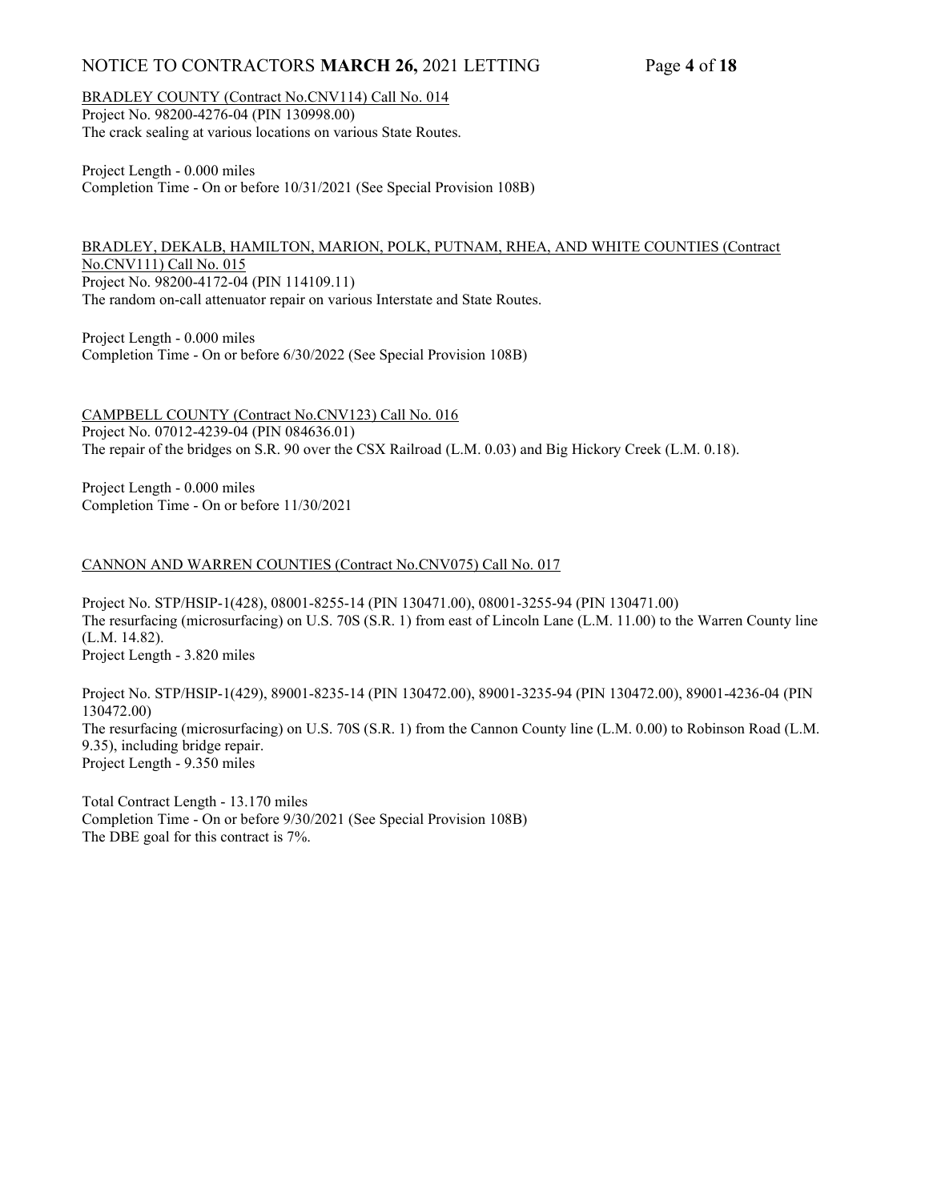BRADLEY COUNTY (Contract No.CNV114) Call No. 014
Project No. 98200-4276-04 (PIN 130998.00)
The crack sealing at various locations on various State Routes.

Project Length - 0.000 miles
Completion Time - On or before 10/31/2021 (See Special Provision 108B)

BRADLEY, DEKALB, HAMILTON, MARION, POLK, PUTNAM, RHEA, AND WHITE COUNTIES (Contract No.CNV111) Call No. 015
Project No. 98200-4172-04 (PIN 114109.11)
The random on-call attenuator repair on various Interstate and State Routes.

Project Length - 0.000 miles
Completion Time - On or before 6/30/2022 (See Special Provision 108B)

CAMPBELL COUNTY (Contract No.CNV123) Call No. 016
Project No. 07012-4239-04 (PIN 084636.01)
The repair of the bridges on S.R. 90 over the CSX Railroad (L.M. 0.03) and Big Hickory Creek (L.M. 0.18).

Project Length - 0.000 miles
Completion Time - On or before 11/30/2021

CANNON AND WARREN COUNTIES (Contract No.CNV075) Call No. 017

Project No. STP/HSIP-1(428), 08001-8255-14 (PIN 130471.00), 08001-3255-94 (PIN 130471.00)
The resurfacing (microsurfacing) on U.S. 70S (S.R. 1) from east of Lincoln Lane (L.M. 11.00) to the Warren County line (L.M. 14.82).
Project Length - 3.820 miles

Project No. STP/HSIP-1(429), 89001-8235-14 (PIN 130472.00), 89001-3235-94 (PIN 130472.00), 89001-4236-04 (PIN 130472.00)
The resurfacing (microsurfacing) on U.S. 70S (S.R. 1) from the Cannon County line (L.M. 0.00) to Robinson Road (L.M. 9.35), including bridge repair.
Project Length - 9.350 miles

Total Contract Length - 13.170 miles
Completion Time - On or before 9/30/2021 (See Special Provision 108B)
The DBE goal for this contract is 7%.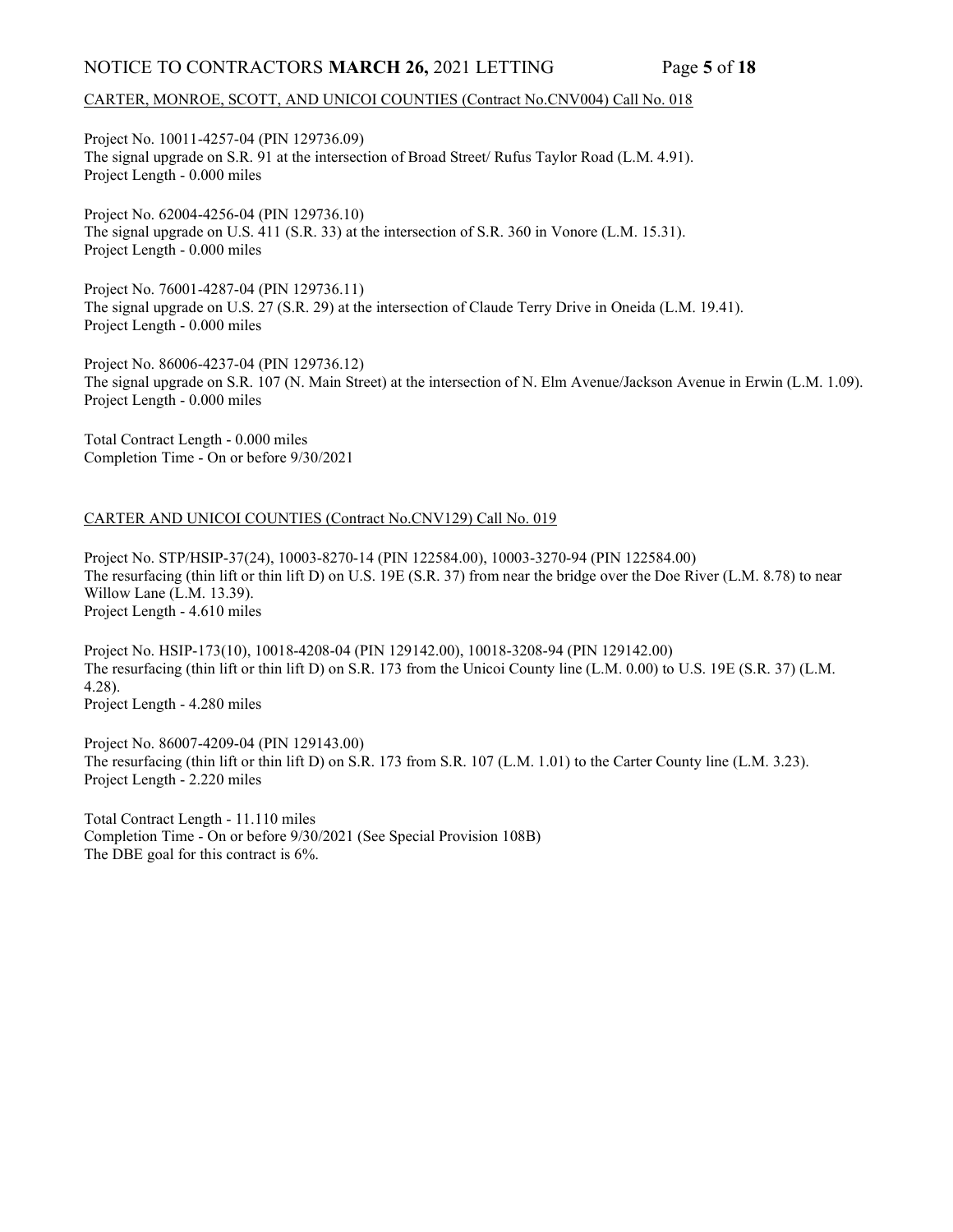CARTER, MONROE, SCOTT, AND UNICOI COUNTIES (Contract No.CNV004) Call No. 018

Project No. 10011-4257-04 (PIN 129736.09)
The signal upgrade on S.R. 91 at the intersection of Broad Street/ Rufus Taylor Road (L.M. 4.91).
Project Length - 0.000 miles

Project No. 62004-4256-04 (PIN 129736.10)
The signal upgrade on U.S. 411 (S.R. 33) at the intersection of S.R. 360 in Vonore (L.M. 15.31).
Project Length - 0.000 miles

Project No. 76001-4287-04 (PIN 129736.11)
The signal upgrade on U.S. 27 (S.R. 29) at the intersection of Claude Terry Drive in Oneida (L.M. 19.41).
Project Length - 0.000 miles

Project No. 86006-4237-04 (PIN 129736.12)
The signal upgrade on S.R. 107 (N. Main Street) at the intersection of N. Elm Avenue/Jackson Avenue in Erwin (L.M. 1.09).
Project Length - 0.000 miles

Total Contract Length - 0.000 miles
Completion Time - On or before 9/30/2021

CARTER AND UNICOI COUNTIES (Contract No.CNV129) Call No. 019

Project No. STP/HSIP-37(24), 10003-8270-14 (PIN 122584.00), 10003-3270-94 (PIN 122584.00)
The resurfacing (thin lift or thin lift D) on U.S. 19E (S.R. 37) from near the bridge over the Doe River (L.M. 8.78) to near Willow Lane (L.M. 13.39).
Project Length - 4.610 miles

Project No. HSIP-173(10), 10018-4208-04 (PIN 129142.00), 10018-3208-94 (PIN 129142.00)
The resurfacing (thin lift or thin lift D) on S.R. 173 from the Unicoi County line (L.M. 0.00) to U.S. 19E (S.R. 37) (L.M. 4.28).
Project Length - 4.280 miles

Project No. 86007-4209-04 (PIN 129143.00)
The resurfacing (thin lift or thin lift D) on S.R. 173 from S.R. 107 (L.M. 1.01) to the Carter County line (L.M. 3.23).
Project Length - 2.220 miles

Total Contract Length - 11.110 miles
Completion Time - On or before 9/30/2021 (See Special Provision 108B)
The DBE goal for this contract is 6%.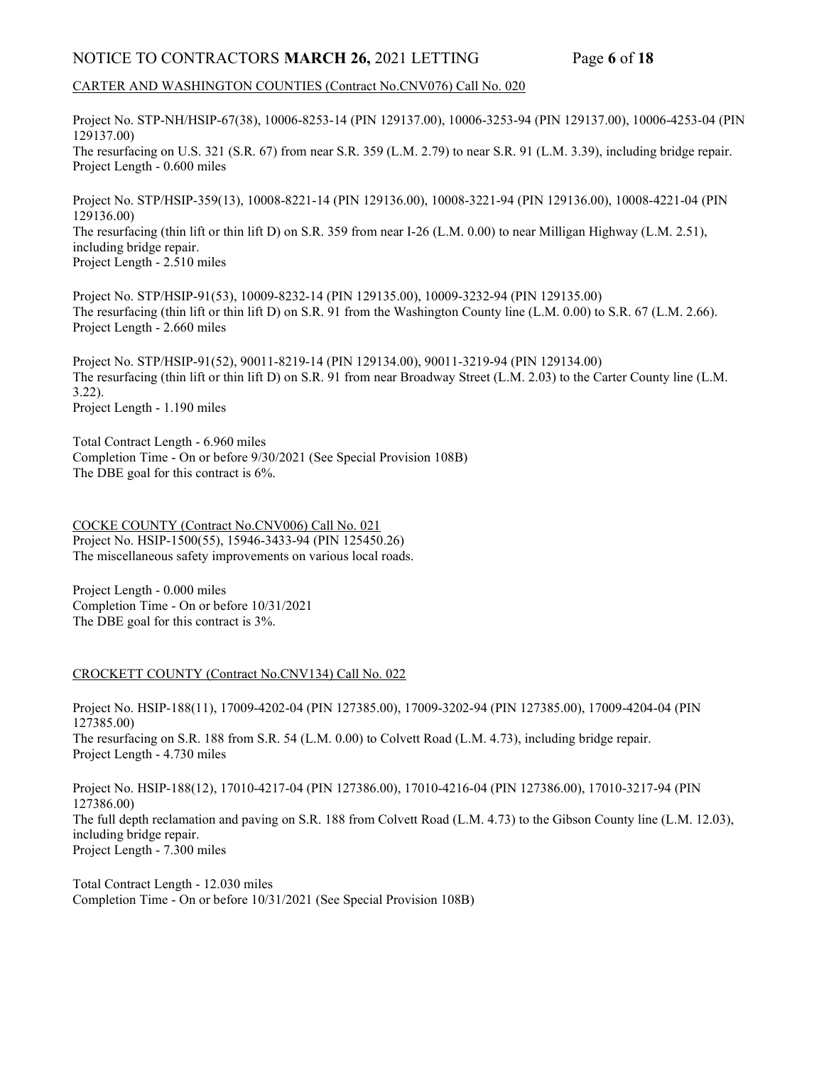CARTER AND WASHINGTON COUNTIES (Contract No.CNV076) Call No. 020

Project No. STP-NH/HSIP-67(38), 10006-8253-14 (PIN 129137.00), 10006-3253-94 (PIN 129137.00), 10006-4253-04 (PIN 129137.00)
The resurfacing on U.S. 321 (S.R. 67) from near S.R. 359 (L.M. 2.79) to near S.R. 91 (L.M. 3.39), including bridge repair.
Project Length - 0.600 miles

Project No. STP/HSIP-359(13), 10008-8221-14 (PIN 129136.00), 10008-3221-94 (PIN 129136.00), 10008-4221-04 (PIN 129136.00)
The resurfacing (thin lift or thin lift D) on S.R. 359 from near I-26 (L.M. 0.00) to near Milligan Highway (L.M. 2.51), including bridge repair.
Project Length - 2.510 miles

Project No. STP/HSIP-91(53), 10009-8232-14 (PIN 129135.00), 10009-3232-94 (PIN 129135.00)
The resurfacing (thin lift or thin lift D) on S.R. 91 from the Washington County line (L.M. 0.00) to S.R. 67 (L.M. 2.66).
Project Length - 2.660 miles

Project No. STP/HSIP-91(52), 90011-8219-14 (PIN 129134.00), 90011-3219-94 (PIN 129134.00)
The resurfacing (thin lift or thin lift D) on S.R. 91 from near Broadway Street (L.M. 2.03) to the Carter County line (L.M. 3.22).
Project Length - 1.190 miles

Total Contract Length - 6.960 miles
Completion Time - On or before 9/30/2021 (See Special Provision 108B)
The DBE goal for this contract is 6%.

COCKE COUNTY (Contract No.CNV006) Call No. 021
Project No. HSIP-1500(55), 15946-3433-94 (PIN 125450.26)
The miscellaneous safety improvements on various local roads.

Project Length - 0.000 miles
Completion Time - On or before 10/31/2021
The DBE goal for this contract is 3%.

CROCKETT COUNTY (Contract No.CNV134) Call No. 022

Project No. HSIP-188(11), 17009-4202-04 (PIN 127385.00), 17009-3202-94 (PIN 127385.00), 17009-4204-04 (PIN 127385.00)
The resurfacing on S.R. 188 from S.R. 54 (L.M. 0.00) to Colvett Road (L.M. 4.73), including bridge repair.
Project Length - 4.730 miles

Project No. HSIP-188(12), 17010-4217-04 (PIN 127386.00), 17010-4216-04 (PIN 127386.00), 17010-3217-94 (PIN 127386.00)
The full depth reclamation and paving on S.R. 188 from Colvett Road (L.M. 4.73) to the Gibson County line (L.M. 12.03), including bridge repair.
Project Length - 7.300 miles

Total Contract Length - 12.030 miles
Completion Time - On or before 10/31/2021 (See Special Provision 108B)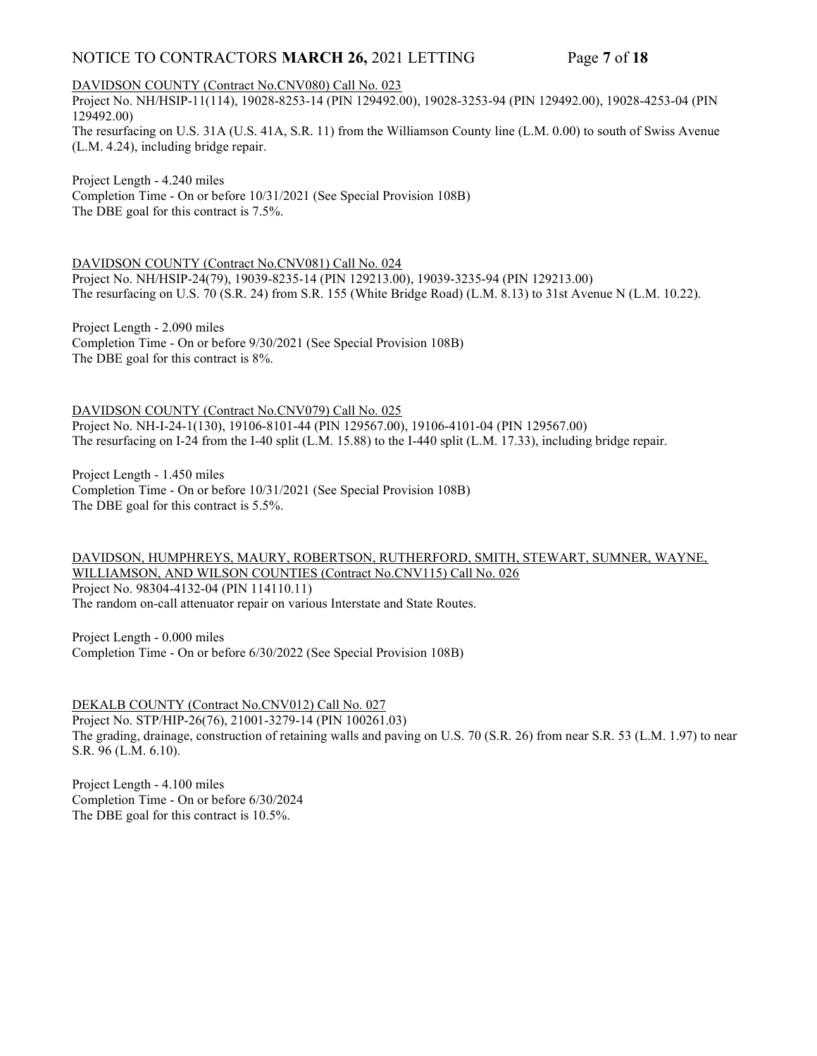DAVIDSON COUNTY (Contract No.CNV080) Call No. 023

Project No. NH/HSIP-11(114), 19028-8253-14 (PIN 129492.00), 19028-3253-94 (PIN 129492.00), 19028-4253-04 (PIN 129492.00)

The resurfacing on U.S. 31A (U.S. 41A, S.R. 11) from the Williamson County line (L.M. 0.00) to south of Swiss Avenue (L.M. 4.24), including bridge repair.

Project Length - 4.240 miles
Completion Time - On or before 10/31/2021 (See Special Provision 108B)
The DBE goal for this contract is 7.5%.

DAVIDSON COUNTY (Contract No.CNV081) Call No. 024

Project No. NH/HSIP-24(79), 19039-8235-14 (PIN 129213.00), 19039-3235-94 (PIN 129213.00)

The resurfacing on U.S. 70 (S.R. 24) from S.R. 155 (White Bridge Road) (L.M. 8.13) to 31st Avenue N (L.M. 10.22).

Project Length - 2.090 miles
Completion Time - On or before 9/30/2021 (See Special Provision 108B)
The DBE goal for this contract is 8%.

DAVIDSON COUNTY (Contract No.CNV079) Call No. 025

Project No. NH-I-24-1(130), 19106-8101-44 (PIN 129567.00), 19106-4101-04 (PIN 129567.00)

The resurfacing on I-24 from the I-40 split (L.M. 15.88) to the I-440 split (L.M. 17.33), including bridge repair.

Project Length - 1.450 miles
Completion Time - On or before 10/31/2021 (See Special Provision 108B)
The DBE goal for this contract is 5.5%.

DAVIDSON, HUMPHREYS, MAURY, ROBERTSON, RUTHERFORD, SMITH, STEWART, SUMNER, WAYNE, WILLIAMSON, AND WILSON COUNTIES (Contract No.CNV115) Call No. 026

Project No. 98304-4132-04 (PIN 114110.11)

The random on-call attenuator repair on various Interstate and State Routes.

Project Length - 0.000 miles
Completion Time - On or before 6/30/2022 (See Special Provision 108B)

DEKALB COUNTY (Contract No.CNV012) Call No. 027

Project No. STP/HIP-26(76), 21001-3279-14 (PIN 100261.03)

The grading, drainage, construction of retaining walls and paving on U.S. 70 (S.R. 26) from near S.R. 53 (L.M. 1.97) to near S.R. 96 (L.M. 6.10).

Project Length - 4.100 miles
Completion Time - On or before 6/30/2024
The DBE goal for this contract is 10.5%.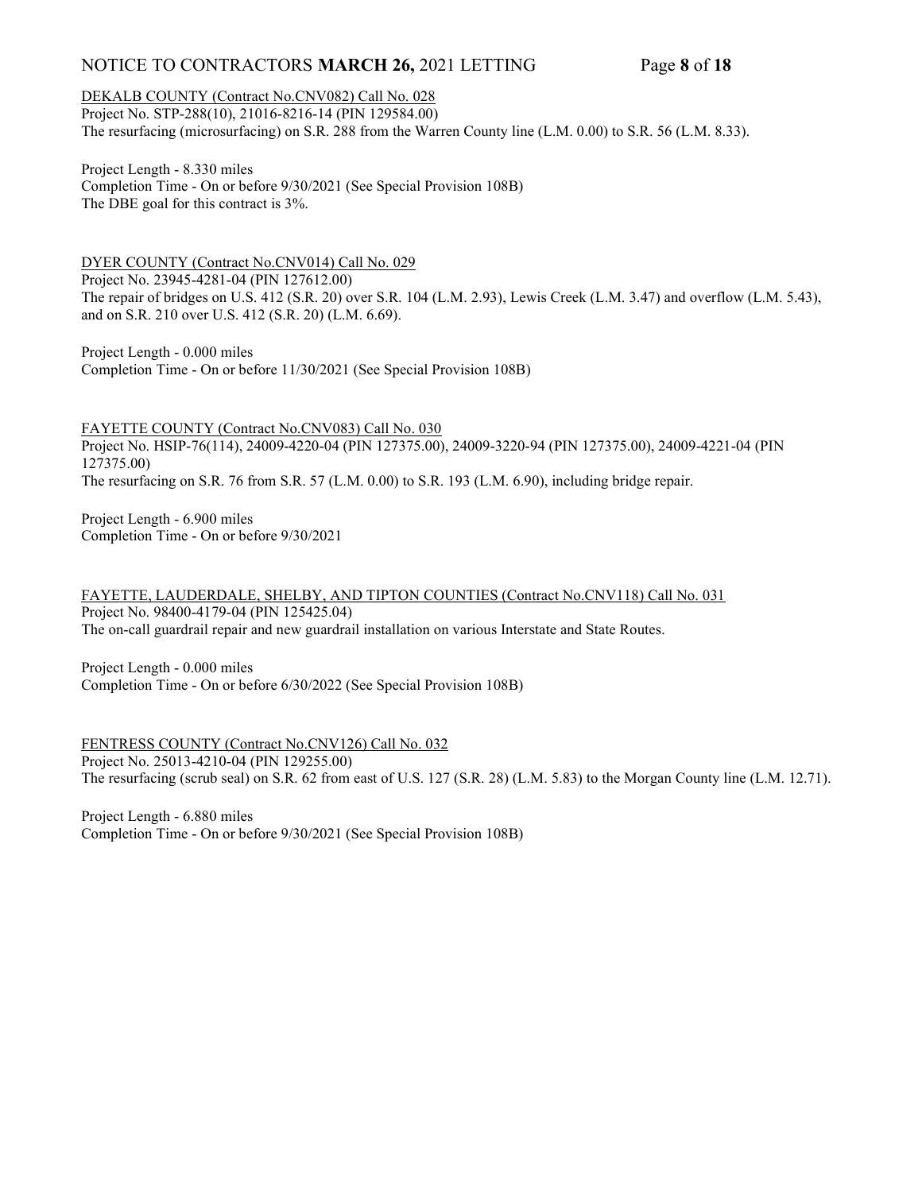DEKALB COUNTY (Contract No.CNV082) Call No. 028
Project No. STP-288(10), 21016-8216-14 (PIN 129584.00)
The resurfacing (microsurfacing) on S.R. 288 from the Warren County line (L.M. 0.00) to S.R. 56 (L.M. 8.33).

Project Length - 8.330 miles
Completion Time - On or before 9/30/2021 (See Special Provision 108B)
The DBE goal for this contract is 3%.

DYER COUNTY (Contract No.CNV014) Call No. 029
Project No. 23945-4281-04 (PIN 127612.00)
The repair of bridges on U.S. 412 (S.R. 20) over S.R. 104 (L.M. 2.93), Lewis Creek (L.M. 3.47) and overflow (L.M. 5.43), and on S.R. 210 over U.S. 412 (S.R. 20) (L.M. 6.69).

Project Length - 0.000 miles
Completion Time - On or before 11/30/2021 (See Special Provision 108B)

FAYETTE COUNTY (Contract No.CNV083) Call No. 030
Project No. HSIP-76(114), 24009-4220-04 (PIN 127375.00), 24009-3220-94 (PIN 127375.00), 24009-4221-04 (PIN 127375.00)
The resurfacing on S.R. 76 from S.R. 57 (L.M. 0.00) to S.R. 193 (L.M. 6.90), including bridge repair.

Project Length - 6.900 miles
Completion Time - On or before 9/30/2021

FAYETTE, LAUDERDALE, SHELBY, AND TIPTON COUNTIES (Contract No.CNV118) Call No. 031
Project No. 98400-4179-04 (PIN 125425.04)
The on-call guardrail repair and new guardrail installation on various Interstate and State Routes.

Project Length - 0.000 miles
Completion Time - On or before 6/30/2022 (See Special Provision 108B)

FENTRESS COUNTY (Contract No.CNV126) Call No. 032
Project No. 25013-4210-04 (PIN 129255.00)
The resurfacing (scrub seal) on S.R. 62 from east of U.S. 127 (S.R. 28) (L.M. 5.83) to the Morgan County line (L.M. 12.71).

Project Length - 6.880 miles
Completion Time - On or before 9/30/2021 (See Special Provision 108B)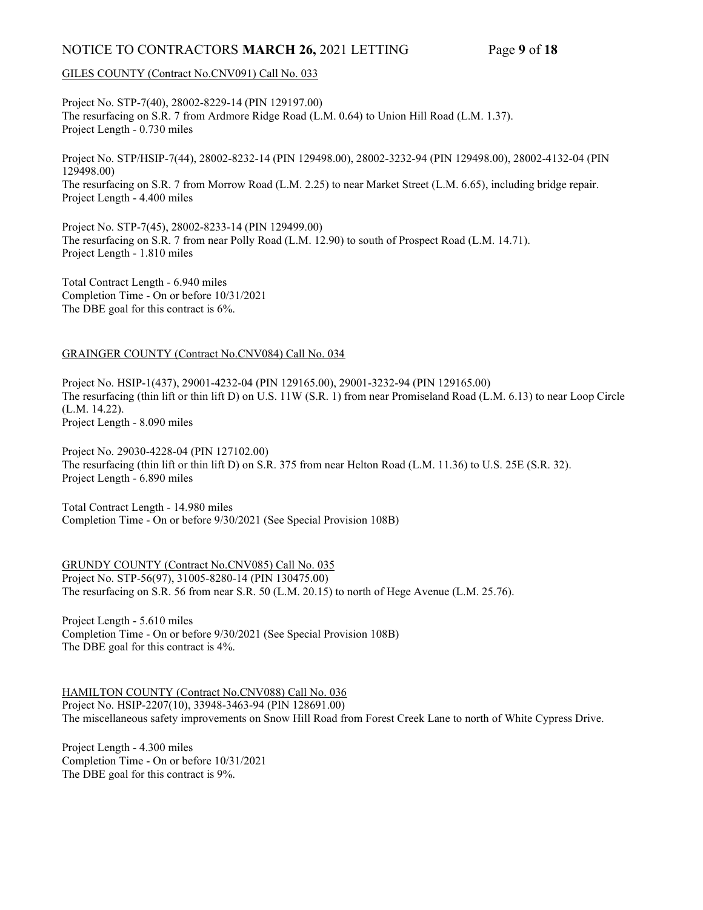GILES COUNTY (Contract No.CNV091) Call No. 033

Project No. STP-7(40), 28002-8229-14 (PIN 129197.00)
The resurfacing on S.R. 7 from Ardmore Ridge Road (L.M. 0.64) to Union Hill Road (L.M. 1.37).
Project Length - 0.730 miles

Project No. STP/HSIP-7(44), 28002-8232-14 (PIN 129498.00), 28002-3232-94 (PIN 129498.00), 28002-4132-04 (PIN 129498.00)
The resurfacing on S.R. 7 from Morrow Road (L.M. 2.25) to near Market Street (L.M. 6.65), including bridge repair.
Project Length - 4.400 miles

Project No. STP-7(45), 28002-8233-14 (PIN 129499.00)
The resurfacing on S.R. 7 from near Polly Road (L.M. 12.90) to south of Prospect Road (L.M. 14.71).
Project Length - 1.810 miles

Total Contract Length - 6.940 miles
Completion Time - On or before 10/31/2021
The DBE goal for this contract is 6%.

GRAINGER COUNTY (Contract No.CNV084) Call No. 034

Project No. HSIP-1(437), 29001-4232-04 (PIN 129165.00), 29001-3232-94 (PIN 129165.00)
The resurfacing (thin lift or thin lift D) on U.S. 11W (S.R. 1) from near Promiseland Road (L.M. 6.13) to near Loop Circle (L.M. 14.22).
Project Length - 8.090 miles

Project No. 29030-4228-04 (PIN 127102.00)
The resurfacing (thin lift or thin lift D) on S.R. 375 from near Helton Road (L.M. 11.36) to U.S. 25E (S.R. 32).
Project Length - 6.890 miles

Total Contract Length - 14.980 miles
Completion Time - On or before 9/30/2021 (See Special Provision 108B)

GRUNDY COUNTY (Contract No.CNV085) Call No. 035
Project No. STP-56(97), 31005-8280-14 (PIN 130475.00)
The resurfacing on S.R. 56 from near S.R. 50 (L.M. 20.15) to north of Hege Avenue (L.M. 25.76).

Project Length - 5.610 miles
Completion Time - On or before 9/30/2021 (See Special Provision 108B)
The DBE goal for this contract is 4%.

HAMILTON COUNTY (Contract No.CNV088) Call No. 036
Project No. HSIP-2207(10), 33948-3463-94 (PIN 128691.00)
The miscellaneous safety improvements on Snow Hill Road from Forest Creek Lane to north of White Cypress Drive.

Project Length - 4.300 miles
Completion Time - On or before 10/31/2021
The DBE goal for this contract is 9%.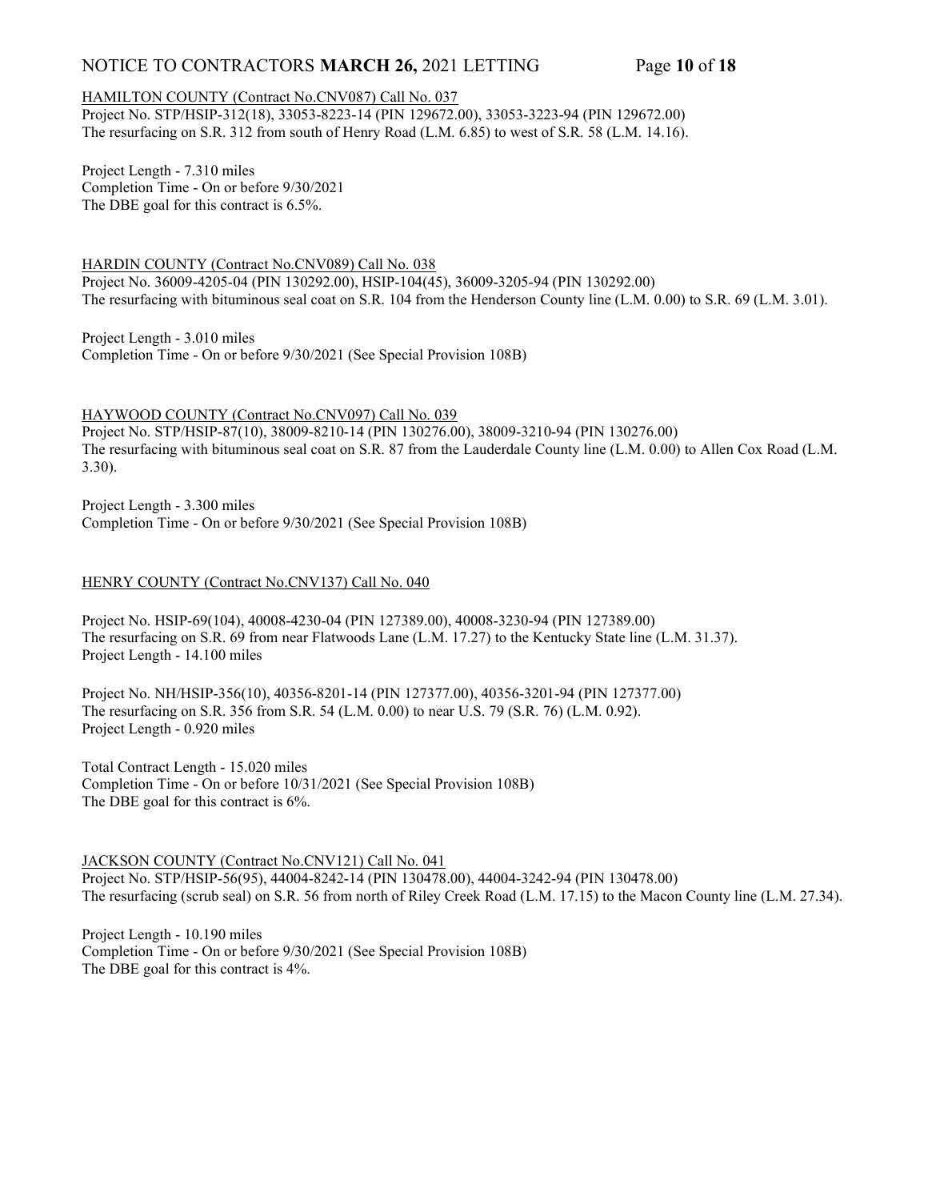HAMILTON COUNTY (Contract No.CNV087) Call No. 037

Project No. STP/HSIP-312(18), 33053-8223-14 (PIN 129672.00), 33053-3223-94 (PIN 129672.00)
The resurfacing on S.R. 312 from south of Henry Road (L.M. 6.85) to west of S.R. 58 (L.M. 14.16).

Project Length - 7.310 miles
Completion Time - On or before 9/30/2021
The DBE goal for this contract is 6.5%.

HARDIN COUNTY (Contract No.CNV089) Call No. 038

Project No. 36009-4205-04 (PIN 130292.00), HSIP-104(45), 36009-3205-94 (PIN 130292.00)
The resurfacing with bituminous seal coat on S.R. 104 from the Henderson County line (L.M. 0.00) to S.R. 69 (L.M. 3.01).

Project Length - 3.010 miles
Completion Time - On or before 9/30/2021 (See Special Provision 108B)

HAYWOOD COUNTY (Contract No.CNV097) Call No. 039

Project No. STP/HSIP-87(10), 38009-8210-14 (PIN 130276.00), 38009-3210-94 (PIN 130276.00)
The resurfacing with bituminous seal coat on S.R. 87 from the Lauderdale County line (L.M. 0.00) to Allen Cox Road (L.M. 3.30).

Project Length - 3.300 miles
Completion Time - On or before 9/30/2021 (See Special Provision 108B)

HENRY COUNTY (Contract No.CNV137) Call No. 040

Project No. HSIP-69(104), 40008-4230-04 (PIN 127389.00), 40008-3230-94 (PIN 127389.00)
The resurfacing on S.R. 69 from near Flatwoods Lane (L.M. 17.27) to the Kentucky State line (L.M. 31.37).
Project Length - 14.100 miles

Project No. NH/HSIP-356(10), 40356-8201-14 (PIN 127377.00), 40356-3201-94 (PIN 127377.00)
The resurfacing on S.R. 356 from S.R. 54 (L.M. 0.00) to near U.S. 79 (S.R. 76) (L.M. 0.92).
Project Length - 0.920 miles

Total Contract Length - 15.020 miles
Completion Time - On or before 10/31/2021 (See Special Provision 108B)
The DBE goal for this contract is 6%.

JACKSON COUNTY (Contract No.CNV121) Call No. 041

Project No. STP/HSIP-56(95), 44004-8242-14 (PIN 130478.00), 44004-3242-94 (PIN 130478.00)
The resurfacing (scrub seal) on S.R. 56 from north of Riley Creek Road (L.M. 17.15) to the Macon County line (L.M. 27.34).

Project Length - 10.190 miles
Completion Time - On or before 9/30/2021 (See Special Provision 108B)
The DBE goal for this contract is 4%.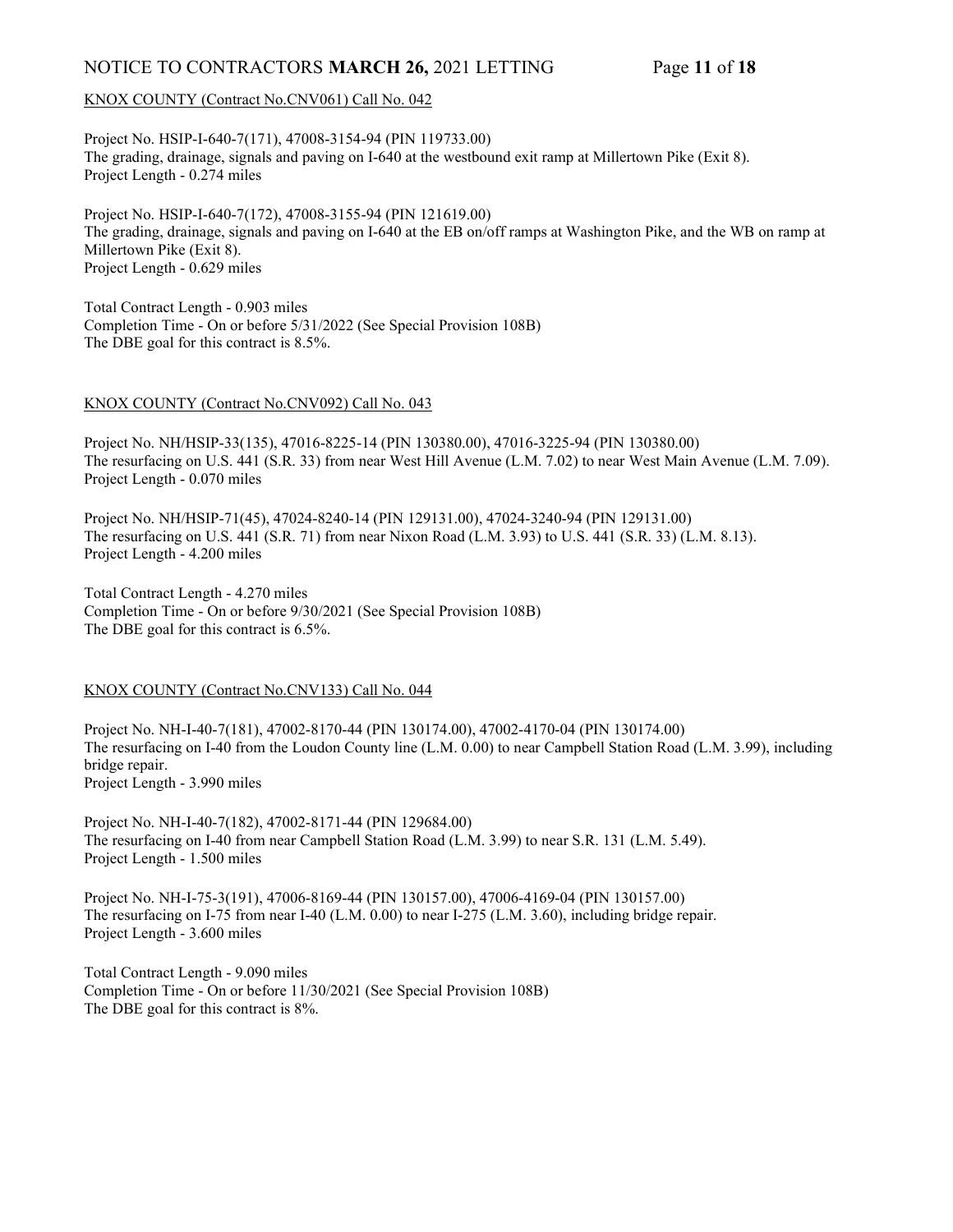KNOX COUNTY (Contract No.CNV061) Call No. 042

Project No. HSIP-I-640-7(171), 47008-3154-94 (PIN 119733.00)
The grading, drainage, signals and paving on I-640 at the westbound exit ramp at Millertown Pike (Exit 8).
Project Length - 0.274 miles

Project No. HSIP-I-640-7(172), 47008-3155-94 (PIN 121619.00)
The grading, drainage, signals and paving on I-640 at the EB on/off ramps at Washington Pike, and the WB on ramp at Millertown Pike (Exit 8).
Project Length - 0.629 miles

Total Contract Length - 0.903 miles
Completion Time - On or before 5/31/2022 (See Special Provision 108B)
The DBE goal for this contract is 8.5%.

KNOX COUNTY (Contract No.CNV092) Call No. 043

Project No. NH/HSIP-33(135), 47016-8225-14 (PIN 130380.00), 47016-3225-94 (PIN 130380.00)
The resurfacing on U.S. 441 (S.R. 33) from near West Hill Avenue (L.M. 7.02) to near West Main Avenue (L.M. 7.09).
Project Length - 0.070 miles

Project No. NH/HSIP-71(45), 47024-8240-14 (PIN 129131.00), 47024-3240-94 (PIN 129131.00)
The resurfacing on U.S. 441 (S.R. 71) from near Nixon Road (L.M. 3.93) to U.S. 441 (S.R. 33) (L.M. 8.13).
Project Length - 4.200 miles

Total Contract Length - 4.270 miles
Completion Time - On or before 9/30/2021 (See Special Provision 108B)
The DBE goal for this contract is 6.5%.

KNOX COUNTY (Contract No.CNV133) Call No. 044

Project No. NH-I-40-7(181), 47002-8170-44 (PIN 130174.00), 47002-4170-04 (PIN 130174.00)
The resurfacing on I-40 from the Loudon County line (L.M. 0.00) to near Campbell Station Road (L.M. 3.99), including bridge repair.
Project Length - 3.990 miles

Project No. NH-I-40-7(182), 47002-8171-44 (PIN 129684.00)
The resurfacing on I-40 from near Campbell Station Road (L.M. 3.99) to near S.R. 131 (L.M. 5.49).
Project Length - 1.500 miles

Project No. NH-I-75-3(191), 47006-8169-44 (PIN 130157.00), 47006-4169-04 (PIN 130157.00)
The resurfacing on I-75 from near I-40 (L.M. 0.00) to near I-275 (L.M. 3.60), including bridge repair.
Project Length - 3.600 miles

Total Contract Length - 9.090 miles
Completion Time - On or before 11/30/2021 (See Special Provision 108B)
The DBE goal for this contract is 8%.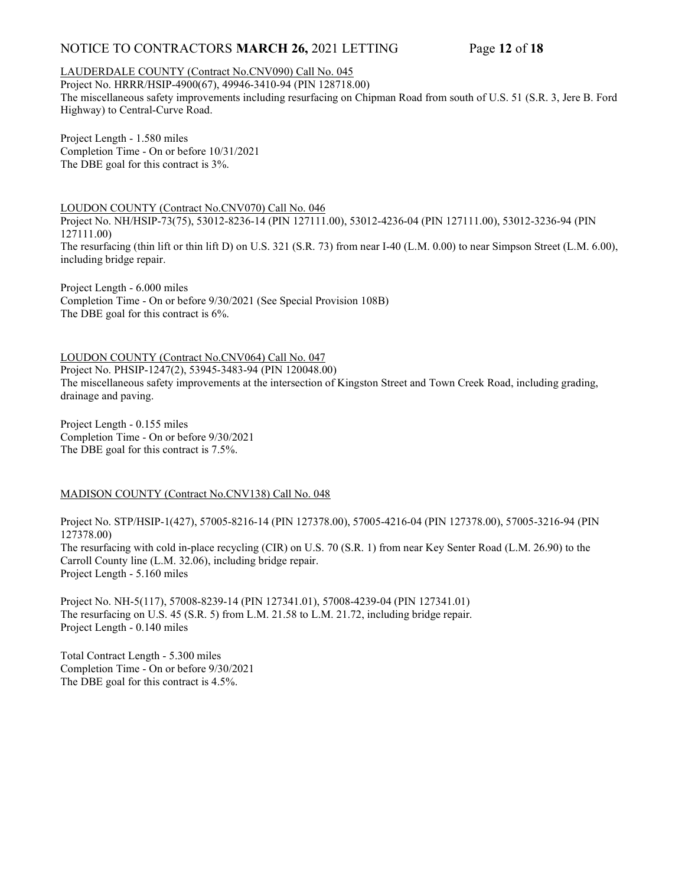LAUDERDALE COUNTY (Contract No.CNV090) Call No. 045

Project No. HRRR/HSIP-4900(67), 49946-3410-94 (PIN 128718.00)
The miscellaneous safety improvements including resurfacing on Chipman Road from south of U.S. 51 (S.R. 3, Jere B. Ford Highway) to Central-Curve Road.

Project Length - 1.580 miles
Completion Time - On or before 10/31/2021
The DBE goal for this contract is 3%.

LOUDON COUNTY (Contract No.CNV070) Call No. 046

Project No. NH/HSIP-73(75), 53012-8236-14 (PIN 127111.00), 53012-4236-04 (PIN 127111.00), 53012-3236-94 (PIN 127111.00)
The resurfacing (thin lift or thin lift D) on U.S. 321 (S.R. 73) from near I-40 (L.M. 0.00) to near Simpson Street (L.M. 6.00), including bridge repair.

Project Length - 6.000 miles
Completion Time - On or before 9/30/2021 (See Special Provision 108B)
The DBE goal for this contract is 6%.

LOUDON COUNTY (Contract No.CNV064) Call No. 047

Project No. PHSIP-1247(2), 53945-3483-94 (PIN 120048.00)
The miscellaneous safety improvements at the intersection of Kingston Street and Town Creek Road, including grading, drainage and paving.

Project Length - 0.155 miles
Completion Time - On or before 9/30/2021
The DBE goal for this contract is 7.5%.

MADISON COUNTY (Contract No.CNV138) Call No. 048

Project No. STP/HSIP-1(427), 57005-8216-14 (PIN 127378.00), 57005-4216-04 (PIN 127378.00), 57005-3216-94 (PIN 127378.00)
The resurfacing with cold in-place recycling (CIR) on U.S. 70 (S.R. 1) from near Key Senter Road (L.M. 26.90) to the Carroll County line (L.M. 32.06), including bridge repair.
Project Length - 5.160 miles

Project No. NH-5(117), 57008-8239-14 (PIN 127341.01), 57008-4239-04 (PIN 127341.01)
The resurfacing on U.S. 45 (S.R. 5) from L.M. 21.58 to L.M. 21.72, including bridge repair.
Project Length - 0.140 miles

Total Contract Length - 5.300 miles
Completion Time - On or before 9/30/2021
The DBE goal for this contract is 4.5%.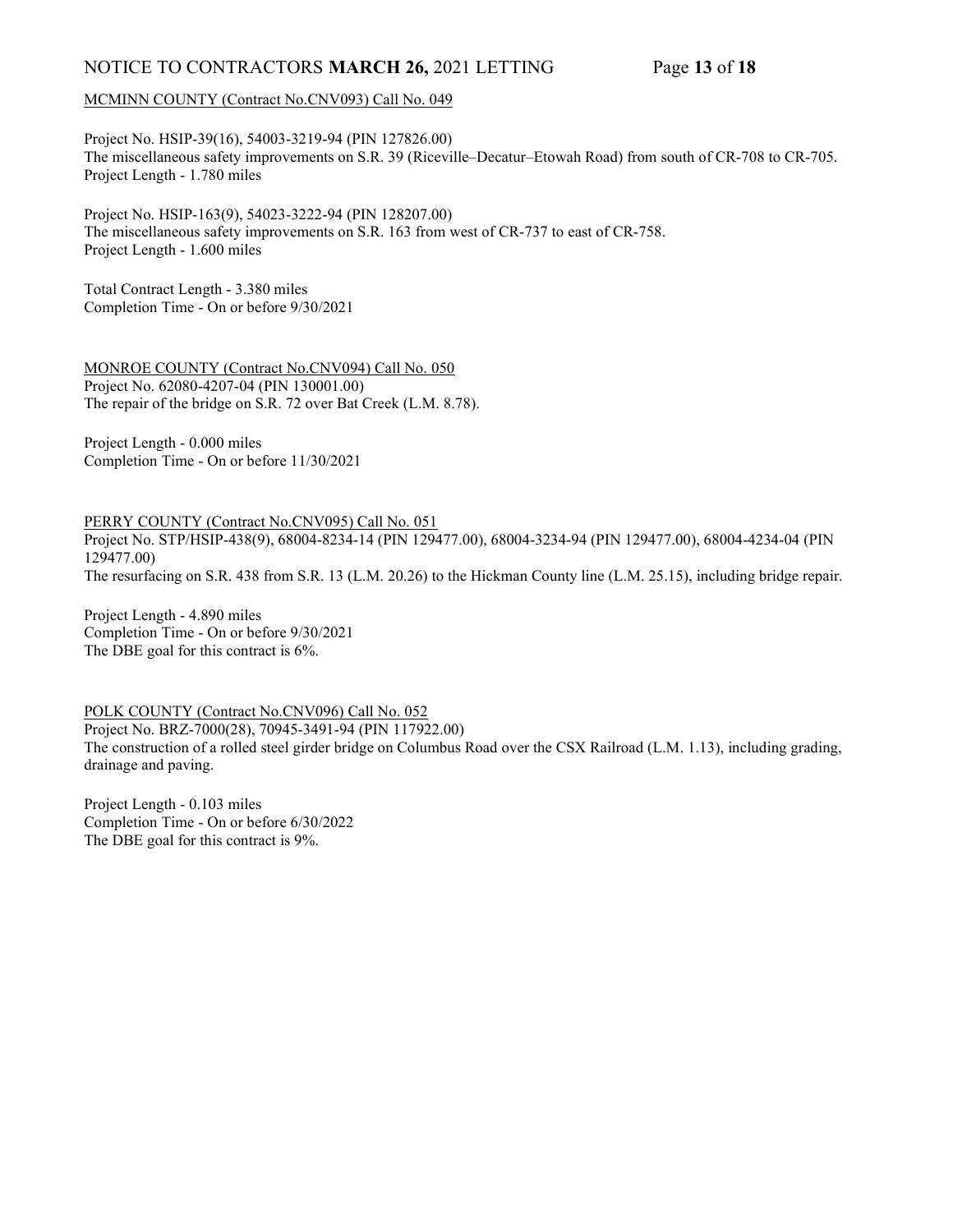MCMINN COUNTY (Contract No.CNV093) Call No. 049

Project No. HSIP-39(16), 54003-3219-94 (PIN 127826.00)
The miscellaneous safety improvements on S.R. 39 (Riceville–Decatur–Etowah Road) from south of CR-708 to CR-705.
Project Length - 1.780 miles

Project No. HSIP-163(9), 54023-3222-94 (PIN 128207.00)
The miscellaneous safety improvements on S.R. 163 from west of CR-737 to east of CR-758.
Project Length - 1.600 miles

Total Contract Length - 3.380 miles
Completion Time - On or before 9/30/2021

MONROE COUNTY (Contract No.CNV094) Call No. 050
Project No. 62080-4207-04 (PIN 130001.00)
The repair of the bridge on S.R. 72 over Bat Creek (L.M. 8.78).

Project Length - 0.000 miles
Completion Time - On or before 11/30/2021

PERRY COUNTY (Contract No.CNV095) Call No. 051
Project No. STP/HSIP-438(9), 68004-8234-14 (PIN 129477.00), 68004-3234-94 (PIN 129477.00), 68004-4234-04 (PIN 129477.00)
The resurfacing on S.R. 438 from S.R. 13 (L.M. 20.26) to the Hickman County line (L.M. 25.15), including bridge repair.

Project Length - 4.890 miles
Completion Time - On or before 9/30/2021
The DBE goal for this contract is 6%.

POLK COUNTY (Contract No.CNV096) Call No. 052
Project No. BRZ-7000(28), 70945-3491-94 (PIN 117922.00)
The construction of a rolled steel girder bridge on Columbus Road over the CSX Railroad (L.M. 1.13), including grading, drainage and paving.

Project Length - 0.103 miles
Completion Time - On or before 6/30/2022
The DBE goal for this contract is 9%.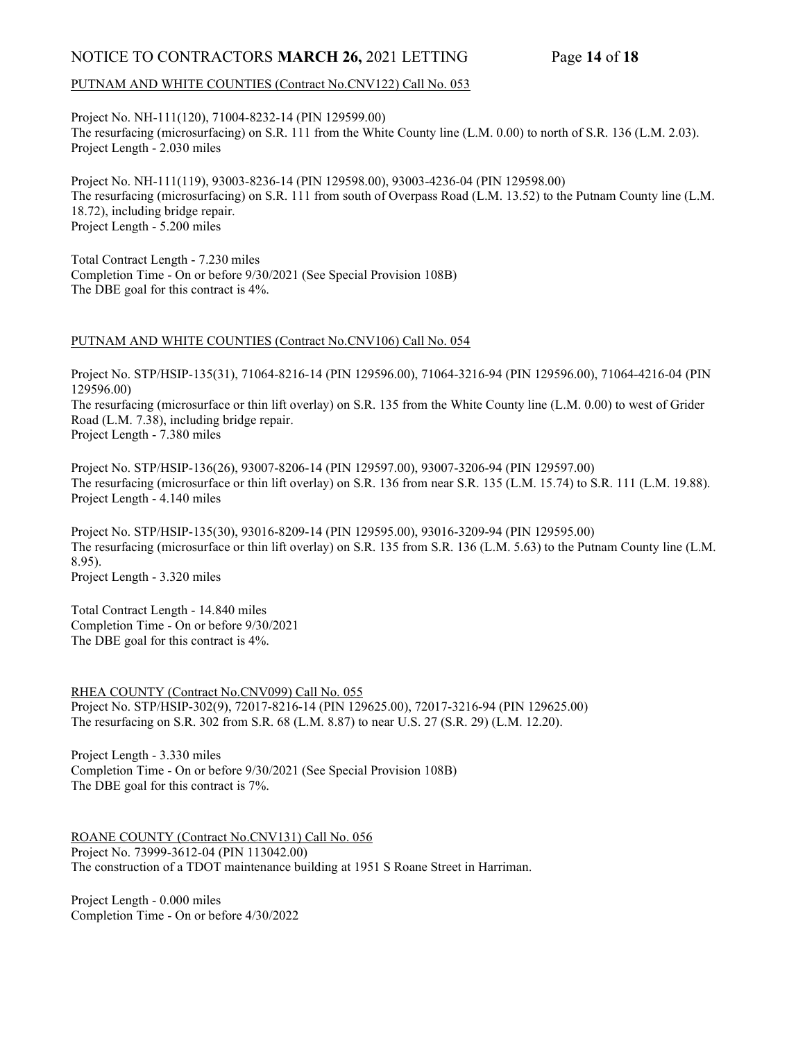PUTNAM AND WHITE COUNTIES (Contract No.CNV122) Call No. 053

Project No. NH-111(120), 71004-8232-14 (PIN 129599.00)
The resurfacing (microsurfacing) on S.R. 111 from the White County line (L.M. 0.00) to north of S.R. 136 (L.M. 2.03).
Project Length - 2.030 miles

Project No. NH-111(119), 93003-8236-14 (PIN 129598.00), 93003-4236-04 (PIN 129598.00)
The resurfacing (microsurfacing) on S.R. 111 from south of Overpass Road (L.M. 13.52) to the Putnam County line (L.M. 18.72), including bridge repair.
Project Length - 5.200 miles

Total Contract Length - 7.230 miles
Completion Time - On or before 9/30/2021 (See Special Provision 108B)
The DBE goal for this contract is 4%.

PUTNAM AND WHITE COUNTIES (Contract No.CNV106) Call No. 054

Project No. STP/HSIP-135(31), 71064-8216-14 (PIN 129596.00), 71064-3216-94 (PIN 129596.00), 71064-4216-04 (PIN 129596.00)
The resurfacing (microsurface or thin lift overlay) on S.R. 135 from the White County line (L.M. 0.00) to west of Grider Road (L.M. 7.38), including bridge repair.
Project Length - 7.380 miles

Project No. STP/HSIP-136(26), 93007-8206-14 (PIN 129597.00), 93007-3206-94 (PIN 129597.00)
The resurfacing (microsurface or thin lift overlay) on S.R. 136 from near S.R. 135 (L.M. 15.74) to S.R. 111 (L.M. 19.88).
Project Length - 4.140 miles

Project No. STP/HSIP-135(30), 93016-8209-14 (PIN 129595.00), 93016-3209-94 (PIN 129595.00)
The resurfacing (microsurface or thin lift overlay) on S.R. 135 from S.R. 136 (L.M. 5.63) to the Putnam County line (L.M. 8.95).
Project Length - 3.320 miles

Total Contract Length - 14.840 miles
Completion Time - On or before 9/30/2021
The DBE goal for this contract is 4%.

RHEA COUNTY (Contract No.CNV099) Call No. 055
Project No. STP/HSIP-302(9), 72017-8216-14 (PIN 129625.00), 72017-3216-94 (PIN 129625.00)
The resurfacing on S.R. 302 from S.R. 68 (L.M. 8.87) to near U.S. 27 (S.R. 29) (L.M. 12.20).

Project Length - 3.330 miles
Completion Time - On or before 9/30/2021 (See Special Provision 108B)
The DBE goal for this contract is 7%.

ROANE COUNTY (Contract No.CNV131) Call No. 056
Project No. 73999-3612-04 (PIN 113042.00)
The construction of a TDOT maintenance building at 1951 S Roane Street in Harriman.

Project Length - 0.000 miles
Completion Time - On or before 4/30/2022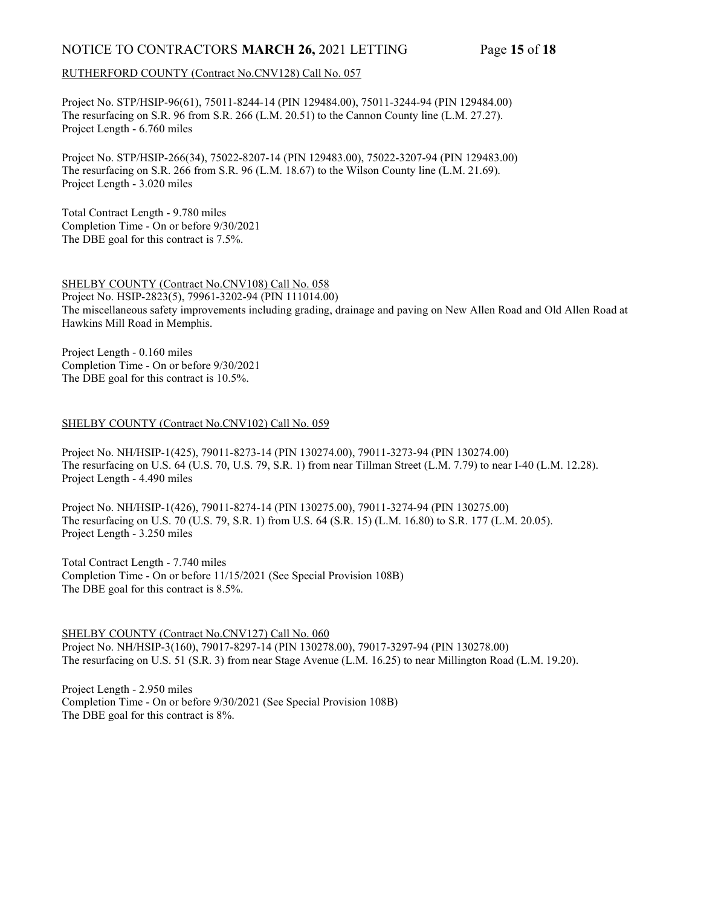RUTHERFORD COUNTY (Contract No.CNV128) Call No. 057

Project No. STP/HSIP-96(61), 75011-8244-14 (PIN 129484.00), 75011-3244-94 (PIN 129484.00)
The resurfacing on S.R. 96 from S.R. 266 (L.M. 20.51) to the Cannon County line (L.M. 27.27).
Project Length - 6.760 miles

Project No. STP/HSIP-266(34), 75022-8207-14 (PIN 129483.00), 75022-3207-94 (PIN 129483.00)
The resurfacing on S.R. 266 from S.R. 96 (L.M. 18.67) to the Wilson County line (L.M. 21.69).
Project Length - 3.020 miles

Total Contract Length - 9.780 miles
Completion Time - On or before 9/30/2021
The DBE goal for this contract is 7.5%.

SHELBY COUNTY (Contract No.CNV108) Call No. 058
Project No. HSIP-2823(5), 79961-3202-94 (PIN 111014.00)
The miscellaneous safety improvements including grading, drainage and paving on New Allen Road and Old Allen Road at Hawkins Mill Road in Memphis.

Project Length - 0.160 miles
Completion Time - On or before 9/30/2021
The DBE goal for this contract is 10.5%.

SHELBY COUNTY (Contract No.CNV102) Call No. 059

Project No. NH/HSIP-1(425), 79011-8273-14 (PIN 130274.00), 79011-3273-94 (PIN 130274.00)
The resurfacing on U.S. 64 (U.S. 70, U.S. 79, S.R. 1) from near Tillman Street (L.M. 7.79) to near I-40 (L.M. 12.28).
Project Length - 4.490 miles

Project No. NH/HSIP-1(426), 79011-8274-14 (PIN 130275.00), 79011-3274-94 (PIN 130275.00)
The resurfacing on U.S. 70 (U.S. 79, S.R. 1) from U.S. 64 (S.R. 15) (L.M. 16.80) to S.R. 177 (L.M. 20.05).
Project Length - 3.250 miles

Total Contract Length - 7.740 miles
Completion Time - On or before 11/15/2021 (See Special Provision 108B)
The DBE goal for this contract is 8.5%.

SHELBY COUNTY (Contract No.CNV127) Call No. 060
Project No. NH/HSIP-3(160), 79017-8297-14 (PIN 130278.00), 79017-3297-94 (PIN 130278.00)
The resurfacing on U.S. 51 (S.R. 3) from near Stage Avenue (L.M. 16.25) to near Millington Road (L.M. 19.20).

Project Length - 2.950 miles
Completion Time - On or before 9/30/2021 (See Special Provision 108B)
The DBE goal for this contract is 8%.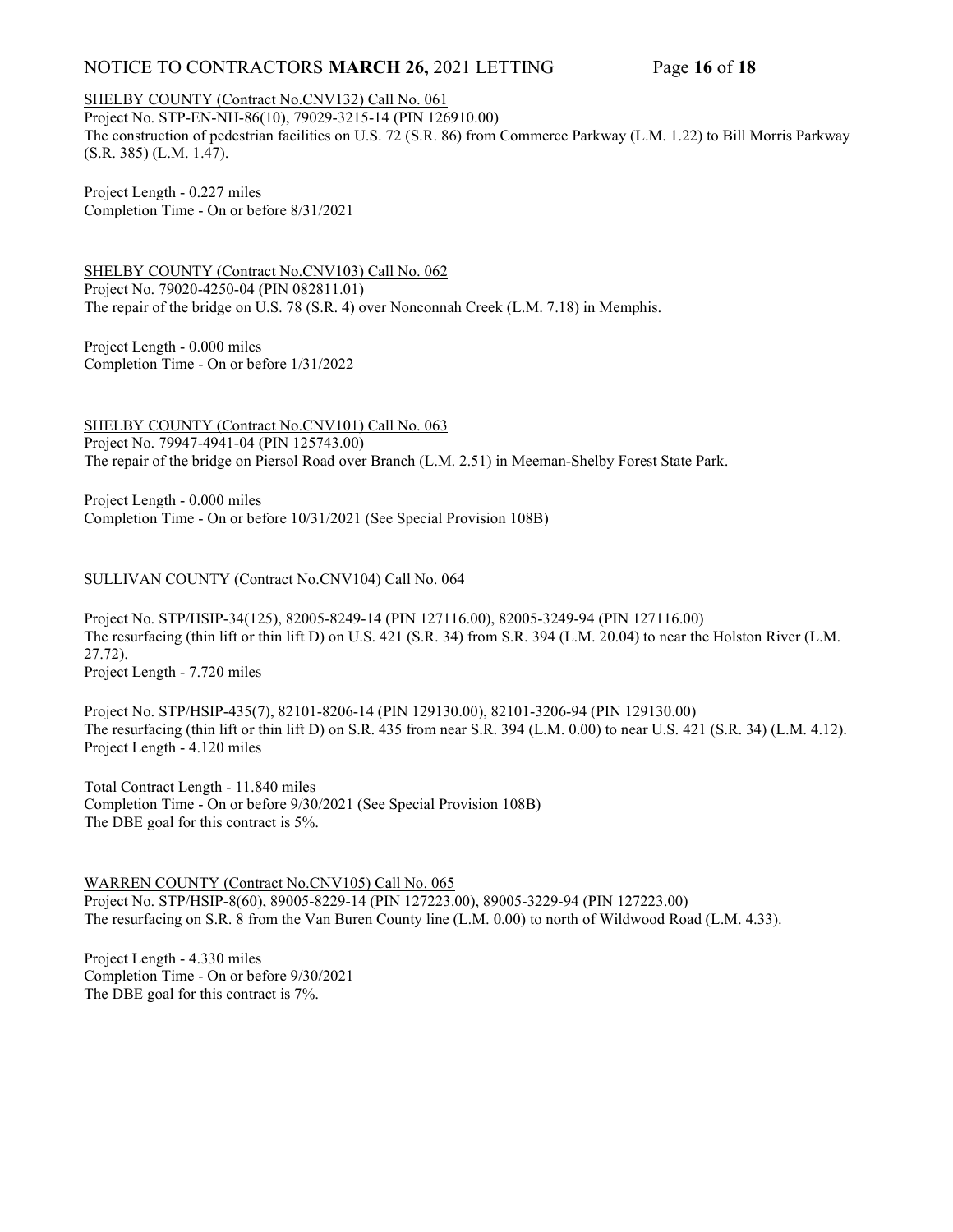SHELBY COUNTY (Contract No.CNV132) Call No. 061
Project No. STP-EN-NH-86(10), 79029-3215-14 (PIN 126910.00)
The construction of pedestrian facilities on U.S. 72 (S.R. 86) from Commerce Parkway (L.M. 1.22) to Bill Morris Parkway (S.R. 385) (L.M. 1.47).

Project Length - 0.227 miles
Completion Time - On or before 8/31/2021

SHELBY COUNTY (Contract No.CNV103) Call No. 062
Project No. 79020-4250-04 (PIN 082811.01)
The repair of the bridge on U.S. 78 (S.R. 4) over Nonconnah Creek (L.M. 7.18) in Memphis.

Project Length - 0.000 miles
Completion Time - On or before 1/31/2022

SHELBY COUNTY (Contract No.CNV101) Call No. 063
Project No. 79947-4941-04 (PIN 125743.00)
The repair of the bridge on Piersol Road over Branch (L.M. 2.51) in Meeman-Shelby Forest State Park.

Project Length - 0.000 miles
Completion Time - On or before 10/31/2021 (See Special Provision 108B)

SULLIVAN COUNTY (Contract No.CNV104) Call No. 064

Project No. STP/HSIP-34(125), 82005-8249-14 (PIN 127116.00), 82005-3249-94 (PIN 127116.00)
The resurfacing (thin lift or thin lift D) on U.S. 421 (S.R. 34) from S.R. 394 (L.M. 20.04) to near the Holston River (L.M. 27.72).
Project Length - 7.720 miles

Project No. STP/HSIP-435(7), 82101-8206-14 (PIN 129130.00), 82101-3206-94 (PIN 129130.00)
The resurfacing (thin lift or thin lift D) on S.R. 435 from near S.R. 394 (L.M. 0.00) to near U.S. 421 (S.R. 34) (L.M. 4.12).
Project Length - 4.120 miles

Total Contract Length - 11.840 miles
Completion Time - On or before 9/30/2021 (See Special Provision 108B)
The DBE goal for this contract is 5%.

WARREN COUNTY (Contract No.CNV105) Call No. 065
Project No. STP/HSIP-8(60), 89005-8229-14 (PIN 127223.00), 89005-3229-94 (PIN 127223.00)
The resurfacing on S.R. 8 from the Van Buren County line (L.M. 0.00) to north of Wildwood Road (L.M. 4.33).

Project Length - 4.330 miles
Completion Time - On or before 9/30/2021
The DBE goal for this contract is 7%.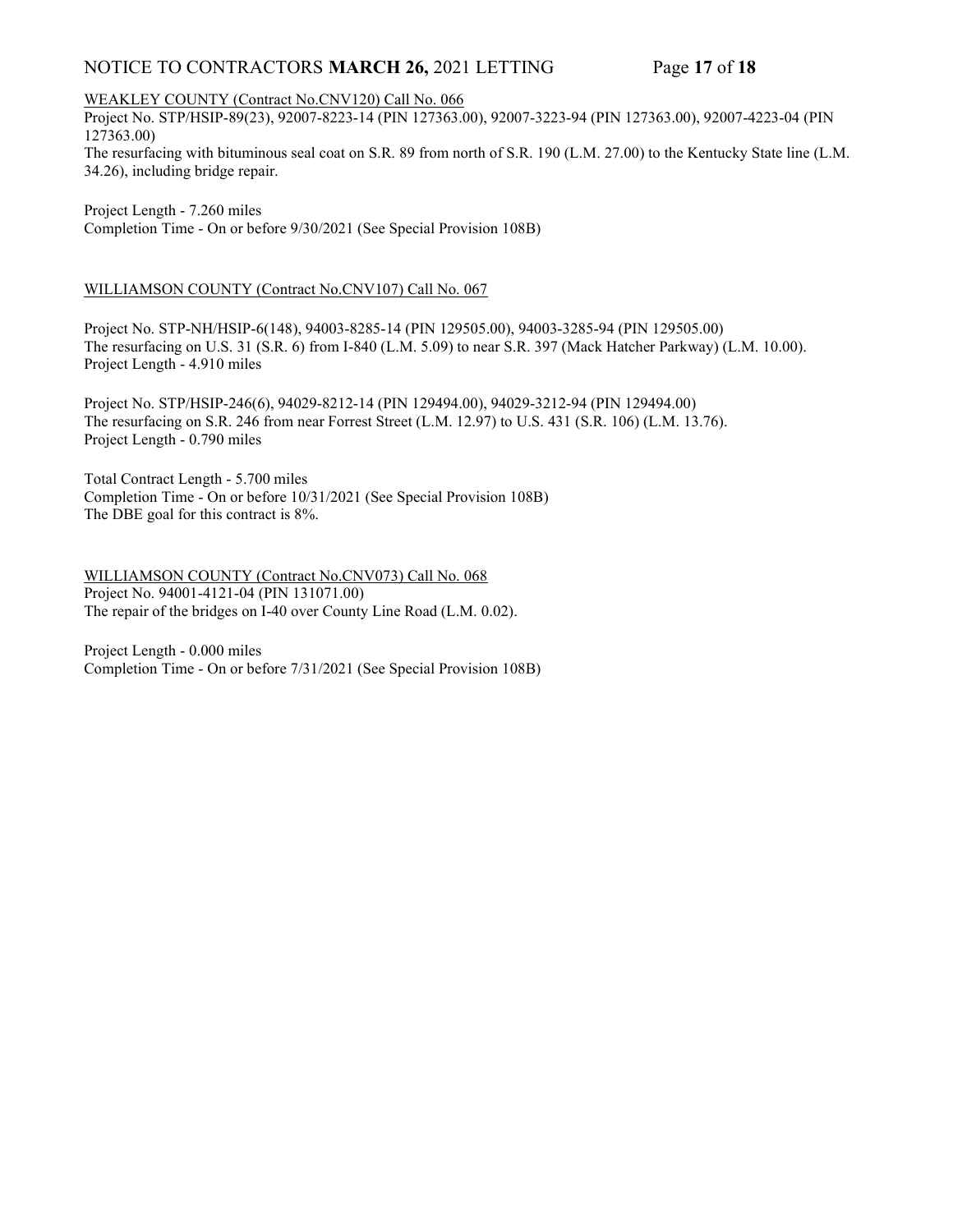WEAKLEY COUNTY (Contract No.CNV120) Call No. 066

Project No. STP/HSIP-89(23), 92007-8223-14 (PIN 127363.00), 92007-3223-94 (PIN 127363.00), 92007-4223-04 (PIN 127363.00)
The resurfacing with bituminous seal coat on S.R. 89 from north of S.R. 190 (L.M. 27.00) to the Kentucky State line (L.M. 34.26), including bridge repair.

Project Length - 7.260 miles
Completion Time - On or before 9/30/2021 (See Special Provision 108B)

WILLIAMSON COUNTY (Contract No.CNV107) Call No. 067

Project No. STP-NH/HSIP-6(148), 94003-8285-14 (PIN 129505.00), 94003-3285-94 (PIN 129505.00)
The resurfacing on U.S. 31 (S.R. 6) from I-840 (L.M. 5.09) to near S.R. 397 (Mack Hatcher Parkway) (L.M. 10.00).
Project Length - 4.910 miles

Project No. STP/HSIP-246(6), 94029-8212-14 (PIN 129494.00), 94029-3212-94 (PIN 129494.00)
The resurfacing on S.R. 246 from near Forrest Street (L.M. 12.97) to U.S. 431 (S.R. 106) (L.M. 13.76).
Project Length - 0.790 miles

Total Contract Length - 5.700 miles
Completion Time - On or before 10/31/2021 (See Special Provision 108B)
The DBE goal for this contract is 8%.

WILLIAMSON COUNTY (Contract No.CNV073) Call No. 068

Project No. 94001-4121-04 (PIN 131071.00)
The repair of the bridges on I-40 over County Line Road (L.M. 0.02).

Project Length - 0.000 miles
Completion Time - On or before 7/31/2021 (See Special Provision 108B)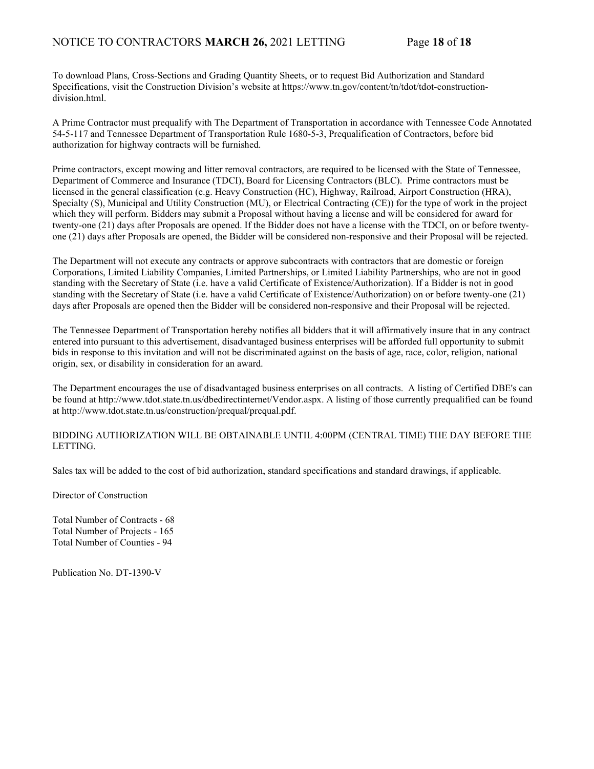To download Plans, Cross-Sections and Grading Quantity Sheets, or to request Bid Authorization and Standard Specifications, visit the Construction Division's website at https://www.tn.gov/content/tn/tdot/tdot-construction-division.html.

A Prime Contractor must prequalify with The Department of Transportation in accordance with Tennessee Code Annotated 54-5-117 and Tennessee Department of Transportation Rule 1680-5-3, Prequalification of Contractors, before bid authorization for highway contracts will be furnished.

Prime contractors, except mowing and litter removal contractors, are required to be licensed with the State of Tennessee, Department of Commerce and Insurance (TDCI), Board for Licensing Contractors (BLC). Prime contractors must be licensed in the general classification (e.g. Heavy Construction (HC), Highway, Railroad, Airport Construction (HRA), Specialty (S), Municipal and Utility Construction (MU), or Electrical Contracting (CE)) for the type of work in the project which they will perform. Bidders may submit a Proposal without having a license and will be considered for award for twenty-one (21) days after Proposals are opened. If the Bidder does not have a license with the TDCI, on or before twenty-one (21) days after Proposals are opened, the Bidder will be considered non-responsive and their Proposal will be rejected.

The Department will not execute any contracts or approve subcontracts with contractors that are domestic or foreign Corporations, Limited Liability Companies, Limited Partnerships, or Limited Liability Partnerships, who are not in good standing with the Secretary of State (i.e. have a valid Certificate of Existence/Authorization). If a Bidder is not in good standing with the Secretary of State (i.e. have a valid Certificate of Existence/Authorization) on or before twenty-one (21) days after Proposals are opened then the Bidder will be considered non-responsive and their Proposal will be rejected.

The Tennessee Department of Transportation hereby notifies all bidders that it will affirmatively insure that in any contract entered into pursuant to this advertisement, disadvantaged business enterprises will be afforded full opportunity to submit bids in response to this invitation and will not be discriminated against on the basis of age, race, color, religion, national origin, sex, or disability in consideration for an award.

The Department encourages the use of disadvantaged business enterprises on all contracts. A listing of Certified DBE's can be found at http://www.tdot.state.tn.us/dbedirectinternet/Vendor.aspx. A listing of those currently prequalified can be found at http://www.tdot.state.tn.us/construction/prequal/prequal.pdf.

BIDDING AUTHORIZATION WILL BE OBTAINABLE UNTIL 4:00PM (CENTRAL TIME) THE DAY BEFORE THE LETTING.

Sales tax will be added to the cost of bid authorization, standard specifications and standard drawings, if applicable.

Director of Construction

Total Number of Contracts - 68
Total Number of Projects - 165
Total Number of Counties - 94

Publication No. DT-1390-V